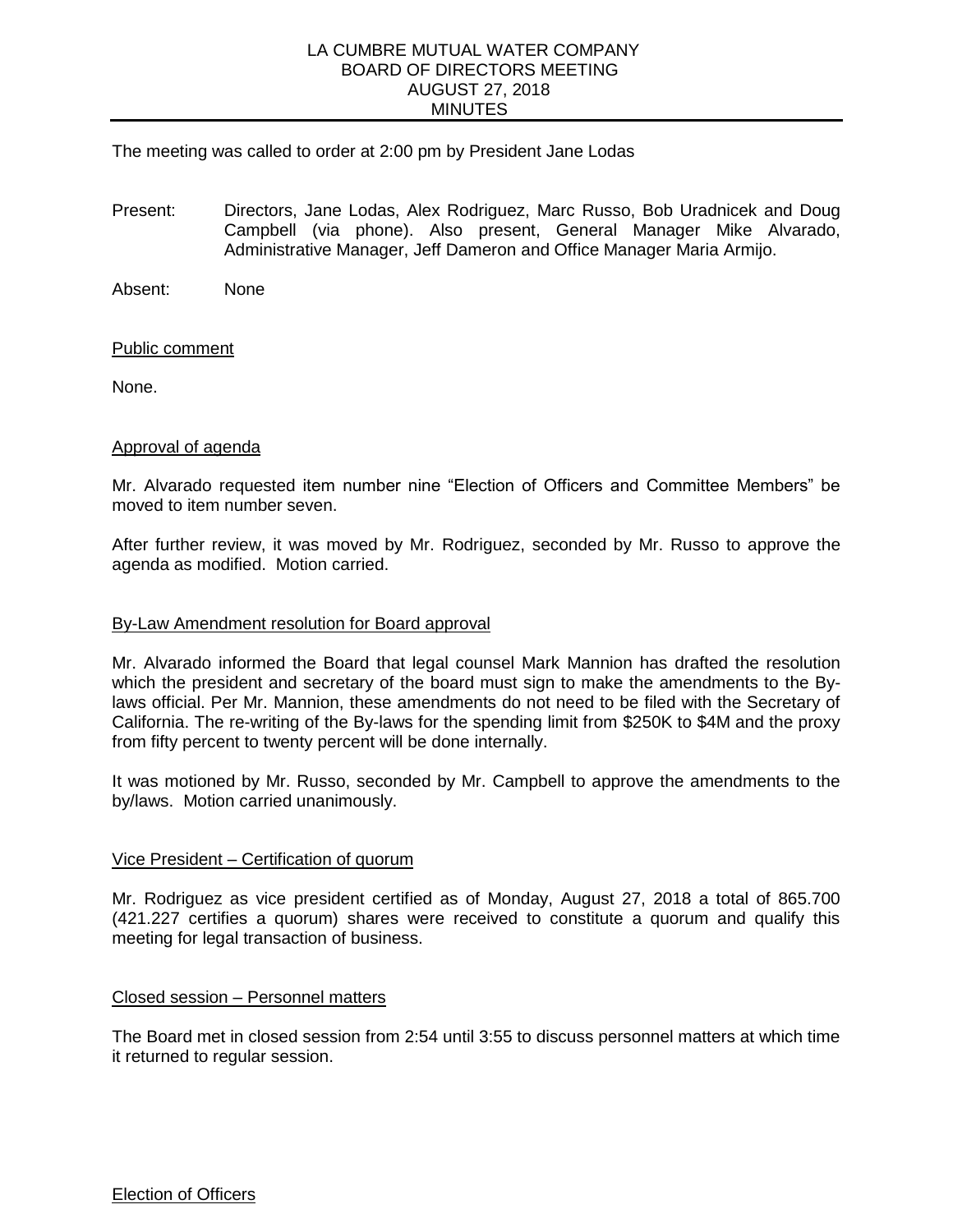# LA CUMBRE MUTUAL WATER COMPANY
## BOARD OF DIRECTORS MEETING
## AUGUST 27, 2018
## MINUTES

The meeting was called to order at 2:00 pm by President Jane Lodas

Present: Directors, Jane Lodas, Alex Rodriguez, Marc Russo, Bob Uradnicek and Doug Campbell (via phone). Also present, General Manager Mike Alvarado, Administrative Manager, Jeff Dameron and Office Manager Maria Armijo.

Absent: None

Public comment

None.

Approval of agenda

Mr. Alvarado requested item number nine "Election of Officers and Committee Members" be moved to item number seven.

After further review, it was moved by Mr. Rodriguez, seconded by Mr. Russo to approve the agenda as modified. Motion carried.

By-Law Amendment resolution for Board approval

Mr. Alvarado informed the Board that legal counsel Mark Mannion has drafted the resolution which the president and secretary of the board must sign to make the amendments to the By-laws official. Per Mr. Mannion, these amendments do not need to be filed with the Secretary of California. The re-writing of the By-laws for the spending limit from $250K to $4M and the proxy from fifty percent to twenty percent will be done internally.

It was motioned by Mr. Russo, seconded by Mr. Campbell to approve the amendments to the by/laws. Motion carried unanimously.

Vice President – Certification of quorum

Mr. Rodriguez as vice president certified as of Monday, August 27, 2018 a total of 865.700 (421.227 certifies a quorum) shares were received to constitute a quorum and qualify this meeting for legal transaction of business.

Closed session – Personnel matters

The Board met in closed session from 2:54 until 3:55 to discuss personnel matters at which time it returned to regular session.

Election of Officers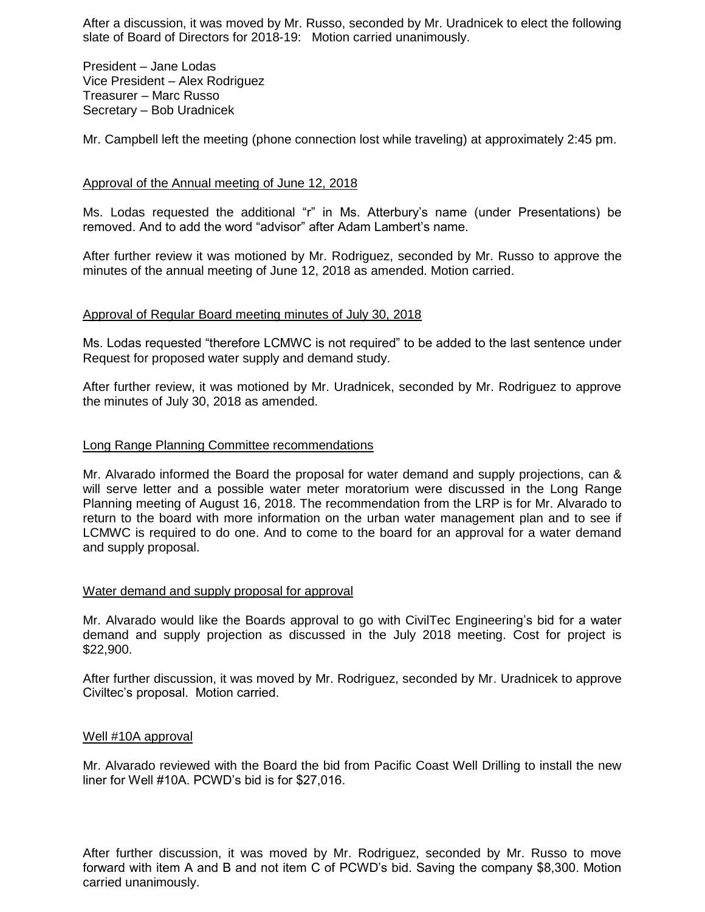After a discussion, it was moved by Mr. Russo, seconded by Mr. Uradnicek to elect the following slate of Board of Directors for 2018-19: Motion carried unanimously.

President – Jane Lodas
Vice President – Alex Rodriguez
Treasurer – Marc Russo
Secretary – Bob Uradnicek

Mr. Campbell left the meeting (phone connection lost while traveling) at approximately 2:45 pm.

Approval of the Annual meeting of June 12, 2018

Ms. Lodas requested the additional "r" in Ms. Atterbury's name (under Presentations) be removed. And to add the word "advisor" after Adam Lambert's name.

After further review it was motioned by Mr. Rodriguez, seconded by Mr. Russo to approve the minutes of the annual meeting of June 12, 2018 as amended. Motion carried.

Approval of Regular Board meeting minutes of July 30, 2018

Ms. Lodas requested "therefore LCMWC is not required" to be added to the last sentence under Request for proposed water supply and demand study.

After further review, it was motioned by Mr. Uradnicek, seconded by Mr. Rodriguez to approve the minutes of July 30, 2018 as amended.

Long Range Planning Committee recommendations

Mr. Alvarado informed the Board the proposal for water demand and supply projections, can & will serve letter and a possible water meter moratorium were discussed in the Long Range Planning meeting of August 16, 2018. The recommendation from the LRP is for Mr. Alvarado to return to the board with more information on the urban water management plan and to see if LCMWC is required to do one. And to come to the board for an approval for a water demand and supply proposal.

Water demand and supply proposal for approval

Mr. Alvarado would like the Boards approval to go with CivilTec Engineering's bid for a water demand and supply projection as discussed in the July 2018 meeting. Cost for project is $22,900.

After further discussion, it was moved by Mr. Rodriguez, seconded by Mr. Uradnicek to approve Civiltec's proposal. Motion carried.

Well #10A approval

Mr. Alvarado reviewed with the Board the bid from Pacific Coast Well Drilling to install the new liner for Well #10A. PCWD's bid is for $27,016.

After further discussion, it was moved by Mr. Rodriguez, seconded by Mr. Russo to move forward with item A and B and not item C of PCWD's bid. Saving the company $8,300. Motion carried unanimously.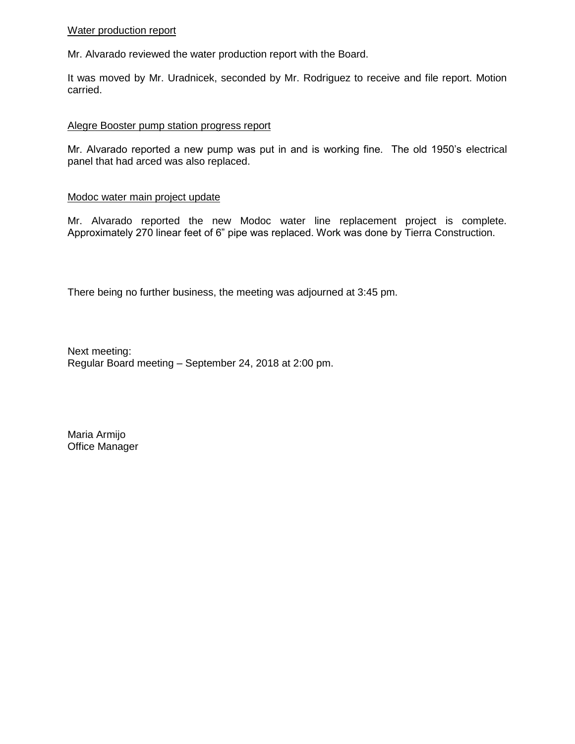Water production report

Mr. Alvarado reviewed the water production report with the Board.

It was moved by Mr. Uradnicek, seconded by Mr. Rodriguez to receive and file report. Motion carried.

Alegre Booster pump station progress report

Mr. Alvarado reported a new pump was put in and is working fine. The old 1950's electrical panel that had arced was also replaced.

Modoc water main project update

Mr. Alvarado reported the new Modoc water line replacement project is complete. Approximately 270 linear feet of 6" pipe was replaced. Work was done by Tierra Construction.

There being no further business, the meeting was adjourned at 3:45 pm.

Next meeting:
Regular Board meeting – September 24, 2018 at 2:00 pm.

Maria Armijo
Office Manager